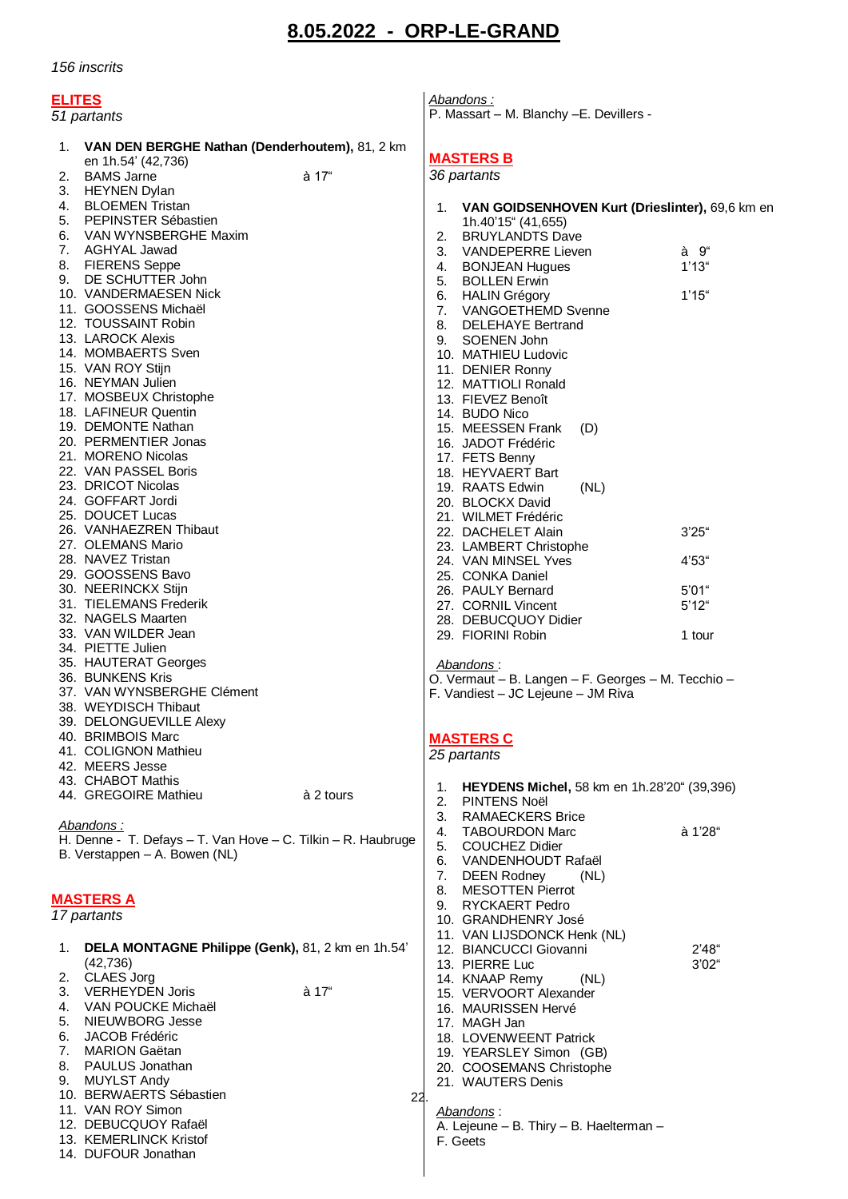# 8.05.2022 - ORP-LE-GRAND

*156 inscrits*

## ELITES

*51 partants*

1. **VAN DEN BERGHE Nathan (Denderhoutem),** 81, 2 km en 1h.54' (42,736)
2. BAMS Jarne à 17"
3. HEYNEN Dylan
4. BLOEMEN Tristan
5. PEPINSTER Sébastien
6. VAN WYNSBERGHE Maxim
7. AGHYAL Jawad
8. FIERENS Seppe
9. DE SCHUTTER John
10. VANDERMAESEN Nick
11. GOOSSENS Michaël
12. TOUSSAINT Robin
13. LAROCK Alexis
14. MOMBAERTS Sven
15. VAN ROY Stijn
16. NEYMAN Julien
17. MOSBEUX Christophe
18. LAFINEUR Quentin
19. DEMONTE Nathan
20. PERMENTIER Jonas
21. MORENO Nicolas
22. VAN PASSEL Boris
23. DRICOT Nicolas
24. GOFFART Jordi
25. DOUCET Lucas
26. VANHAEZREN Thibaut
27. OLEMANS Mario
28. NAVEZ Tristan
29. GOOSSENS Bavo
30. NEERINCKX Stijn
31. TIELEMANS Frederik
32. NAGELS Maarten
33. VAN WILDER Jean
34. PIETTE Julien
35. HAUTERAT Georges
36. BUNKENS Kris
37. VAN WYNSBERGHE Clément
38. WEYDISCH Thibaut
39. DELONGUEVILLE Alexy
40. BRIMBOIS Marc
41. COLIGNON Mathieu
42. MEERS Jesse
43. CHABOT Mathis
44. GREGOIRE Mathieu à 2 tours

*Abandons :*
H. Denne - T. Defays – T. Van Hove – C. Tilkin – R. Haubruge
B. Verstappen – A. Bowen (NL)

## MASTERS A

*17 partants*

1. **DELA MONTAGNE Philippe (Genk),** 81, 2 km en 1h.54' (42,736)
2. CLAES Jorg
3. VERHEYDEN Joris à 17"
4. VAN POUCKE Michaël
5. NIEUWBORG Jesse
6. JACOB Frédéric
7. MARION Gaëtan
8. PAULUS Jonathan
9. MUYLST Andy
10. BERWAERTS Sébastien
11. VAN ROY Simon
12. DEBUCQUOY Rafaël
13. KEMERLINCK Kristof
14. DUFOUR Jonathan

*Abandons :*
P. Massart – M. Blanchy –E. Devillers -

## MASTERS B

*36 partants*

1. **VAN GOIDSENHOVEN Kurt (Drieslinter),** 69,6 km en 1h.40'15" (41,655)
2. BRUYLANDTS Dave
3. VANDEPERRE Lieven à 9"
4. BONJEAN Hugues 1'13"
5. BOLLEN Erwin
6. HALIN Grégory 1'15"
7. VANGOETHEMD Svenne
8. DELEHAYE Bertrand
9. SOENEN John
10. MATHIEU Ludovic
11. DENIER Ronny
12. MATTIOLI Ronald
13. FIEVEZ Benoît
14. BUDO Nico
15. MEESSEN Frank (D)
16. JADOT Frédéric
17. FETS Benny
18. HEYVAERT Bart
19. RAATS Edwin (NL)
20. BLOCKX David
21. WILMET Frédéric
22. DACHELET Alain 3'25"
23. LAMBERT Christophe
24. VAN MINSEL Yves 4'53"
25. CONKA Daniel
26. PAULY Bernard 5'01"
27. CORNIL Vincent 5'12"
28. DEBUCQUOY Didier
29. FIORINI Robin 1 tour

*Abandons :*
O. Vermaut – B. Langen – F. Georges – M. Tecchio –
F. Vandiest – JC Lejeune – JM Riva

## MASTERS C

*25 partants*

1. **HEYDENS Michel,** 58 km en 1h.28'20" (39,396)
2. PINTENS Noël
3. RAMAECKERS Brice
4. TABOURDON Marc à 1'28"
5. COUCHEZ Didier
6. VANDENHOUDT Rafaël
7. DEEN Rodney (NL)
8. MESOTTEN Pierrot
9. RYCKAERT Pedro
10. GRANDHENRY José
11. VAN LIJSDONCK Henk (NL)
12. BIANCUCCI Giovanni 2'48"
13. PIERRE Luc 3'02"
14. KNAAP Remy (NL)
15. VERVOORT Alexander
16. MAURISSEN Hervé
17. MAGH Jan
18. LOVENWEENT Patrick
19. YEARSLEY Simon (GB)
20. COOSEMANS Christophe
21. WAUTERS Denis
22.

*Abandons* :
A. Lejeune – B. Thiry – B. Haelterman –
F. Geets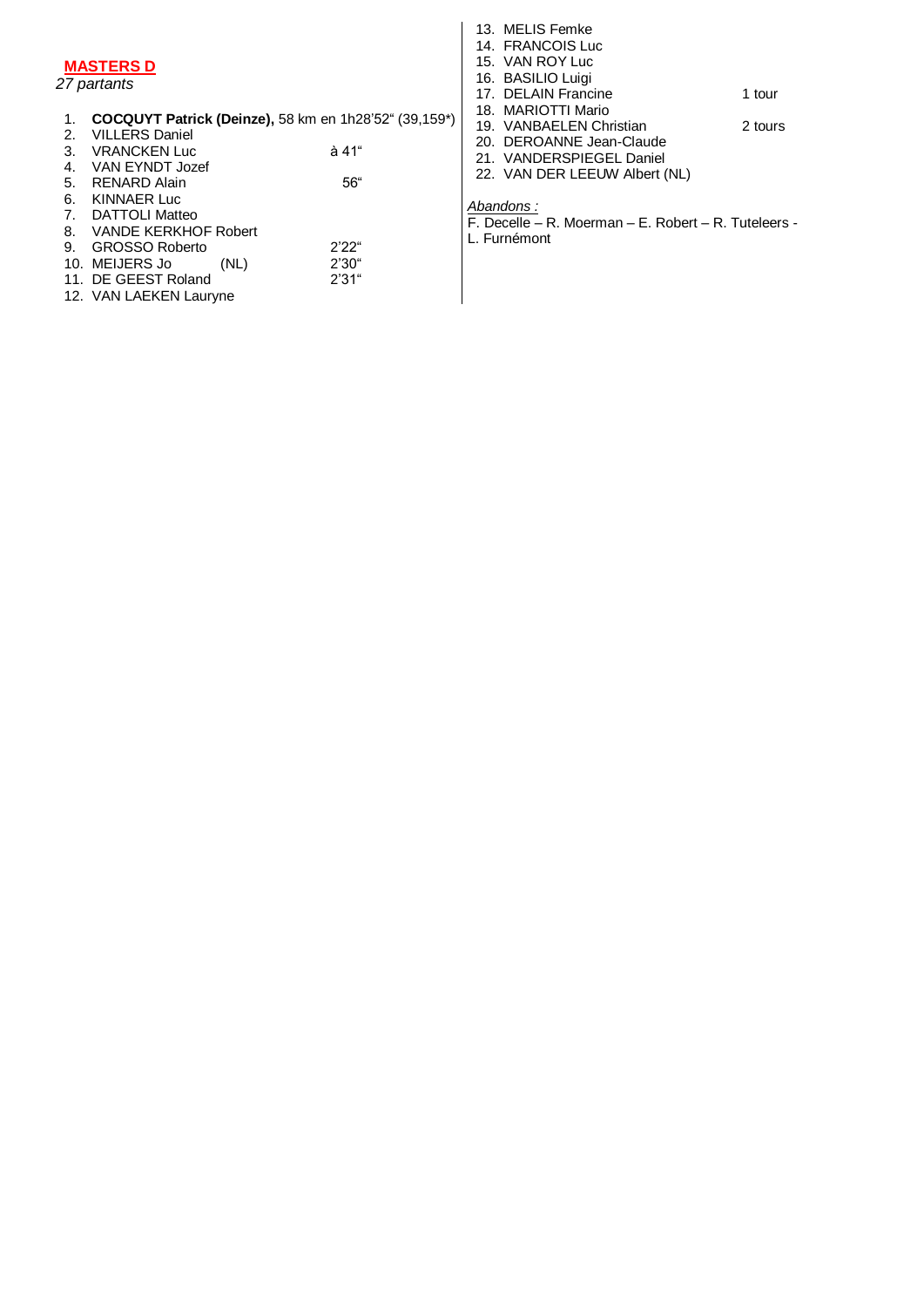## MASTERS D

*27 partants*

1. **COCQUYT Patrick (Deinze),** 58 km en 1h28'52" (39,159*)
2. VILLERS Daniel
3. VRANCKEN Luc à 41"
4. VAN EYNDT Jozef
5. RENARD Alain 56"
6. KINNAER Luc
7. DATTOLI Matteo
8. VANDE KERKHOF Robert
9. GROSSO Roberto 2'22"
10. MEIJERS Jo (NL) 2'30"
11. DE GEEST Roland 2'31"
12. VAN LAEKEN Lauryne
13. MELIS Femke
14. FRANCOIS Luc
15. VAN ROY Luc
16. BASILIO Luigi
17. DELAIN Francine 1 tour
18. MARIOTTI Mario
19. VANBAELEN Christian 2 tours
20. DEROANNE Jean-Claude
21. VANDERSPIEGEL Daniel
22. VAN DER LEEUW Albert (NL)

*Abandons :*

F. Decelle – R. Moerman – E. Robert – R. Tuteleers - L. Furnémont